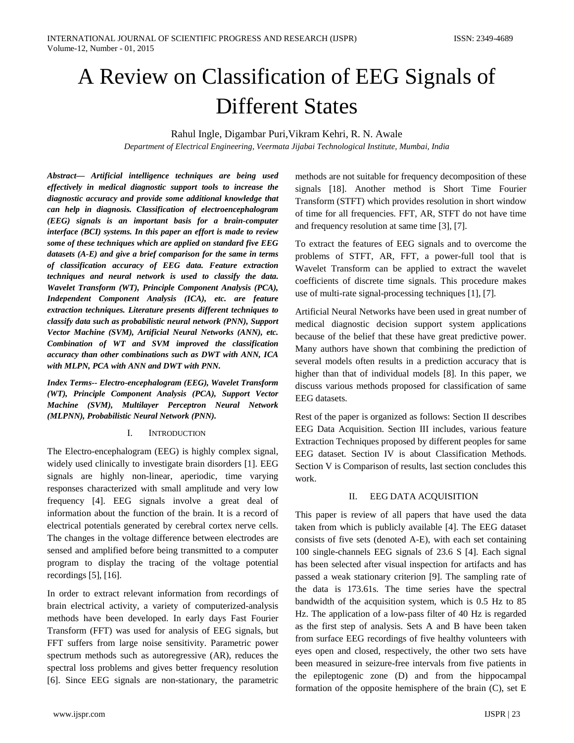# A Review on Classification of EEG Signals of Different States

Rahul Ingle, Digambar Puri,Vikram Kehri, R. N. Awale

*Department of Electrical Engineering, Veermata Jijabai Technological Institute, Mumbai, India*

***Abstract— Artificial intelligence techniques are being used effectively in medical diagnostic support tools to increase the diagnostic accuracy and provide some additional knowledge that can help in diagnosis. Classification of electroencephalogram (EEG) signals is an important basis for a brain-computer interface (BCI) systems. In this paper an effort is made to review some of these techniques which are applied on standard five EEG datasets (A-E) and give a brief comparison for the same in terms of classification accuracy of EEG data. Feature extraction techniques and neural network is used to classify the data. Wavelet Transform (WT), Principle Component Analysis (PCA), Independent Component Analysis (ICA), etc. are feature extraction techniques. Literature presents different techniques to classify data such as probabilistic neural network (PNN), Support Vector Machine (SVM), Artificial Neural Networks (ANN), etc. Combination of WT and SVM improved the classification accuracy than other combinations such as DWT with ANN, ICA with MLPN, PCA with ANN and DWT with PNN.***

***Index Terms-- Electro-encephalogram (EEG), Wavelet Transform (WT), Principle Component Analysis (PCA), Support Vector Machine (SVM), Multilayer Perceptron Neural Network (MLPNN), Probabilistic Neural Network (PNN).***

## I. Introduction

The Electro-encephalogram (EEG) is highly complex signal, widely used clinically to investigate brain disorders [1]. EEG signals are highly non-linear, aperiodic, time varying responses characterized with small amplitude and very low frequency [4]. EEG signals involve a great deal of information about the function of the brain. It is a record of electrical potentials generated by cerebral cortex nerve cells. The changes in the voltage difference between electrodes are sensed and amplified before being transmitted to a computer program to display the tracing of the voltage potential recordings [5], [16].

In order to extract relevant information from recordings of brain electrical activity, a variety of computerized-analysis methods have been developed. In early days Fast Fourier Transform (FFT) was used for analysis of EEG signals, but FFT suffers from large noise sensitivity. Parametric power spectrum methods such as autoregressive (AR), reduces the spectral loss problems and gives better frequency resolution [6]. Since EEG signals are non-stationary, the parametric methods are not suitable for frequency decomposition of these signals [18]. Another method is Short Time Fourier Transform (STFT) which provides resolution in short window of time for all frequencies. FFT, AR, STFT do not have time and frequency resolution at same time [3], [7].

To extract the features of EEG signals and to overcome the problems of STFT, AR, FFT, a power-full tool that is Wavelet Transform can be applied to extract the wavelet coefficients of discrete time signals. This procedure makes use of multi-rate signal-processing techniques [1], [7].

Artificial Neural Networks have been used in great number of medical diagnostic decision support system applications because of the belief that these have great predictive power. Many authors have shown that combining the prediction of several models often results in a prediction accuracy that is higher than that of individual models [8]. In this paper, we discuss various methods proposed for classification of same EEG datasets.

Rest of the paper is organized as follows: Section II describes EEG Data Acquisition. Section III includes, various feature Extraction Techniques proposed by different peoples for same EEG dataset. Section IV is about Classification Methods. Section V is Comparison of results, last section concludes this work.

## II. EEG Data Acquisition

This paper is review of all papers that have used the data taken from which is publicly available [4]. The EEG dataset consists of five sets (denoted A-E), with each set containing 100 single-channels EEG signals of 23.6 S [4]. Each signal has been selected after visual inspection for artifacts and has passed a weak stationary criterion [9]. The sampling rate of the data is 173.61s. The time series have the spectral bandwidth of the acquisition system, which is 0.5 Hz to 85 Hz. The application of a low-pass filter of 40 Hz is regarded as the first step of analysis. Sets A and B have been taken from surface EEG recordings of five healthy volunteers with eyes open and closed, respectively, the other two sets have been measured in seizure-free intervals from five patients in the epileptogenic zone (D) and from the hippocampal formation of the opposite hemisphere of the brain (C), set E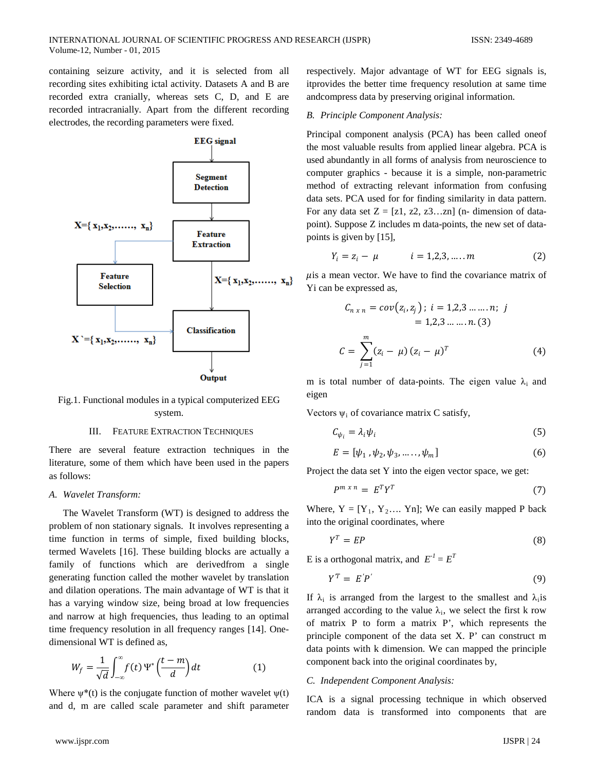containing seizure activity, and it is selected from all recording sites exhibiting ictal activity. Datasets A and B are recorded extra cranially, whereas sets C, D, and E are recorded intracranially. Apart from the different recording electrodes, the recording parameters were fixed.

EEG signal

Segment Detection

$X=\{x_1,x_2,\ldots\ldots, x_n\}$

Feature Extraction

Feature Selection

$X=\{x_1,x_2,\ldots\ldots, x_n\}$

Classification

$X`=\{x_1,x_2,\ldots\ldots, x_n\}$

Output

Fig.1. Functional modules in a typical computerized EEG system.

## III. Feature Extraction Techniques

There are several feature extraction techniques in the literature, some of them which have been used in the papers as follows:

### A. *Wavelet Transform:*

The Wavelet Transform (WT) is designed to address the problem of non stationary signals. It involves representing a time function in terms of simple, fixed building blocks, termed Wavelets [16]. These building blocks are actually a family of functions which are derivedfrom a single generating function called the mother wavelet by translation and dilation operations. The main advantage of WT is that it has a varying window size, being broad at low frequencies and narrow at high frequencies, thus leading to an optimal time frequency resolution in all frequency ranges [14]. One-dimensional WT is defined as,

$$W_f = \frac{1}{\sqrt{d}} \int_{-\infty}^{\infty} f(t)\, \Psi^*\left(\frac{t-m}{d}\right) dt \qquad (1)$$

Where $\psi^*(t)$ is the conjugate function of mother wavelet $\psi(t)$ and d, m are called scale parameter and shift parameter respectively. Major advantage of WT for EEG signals is, itprovides the better time frequency resolution at same time andcompress data by preserving original information.

### B. *Principle Component Analysis:*

Principal component analysis (PCA) has been called oneof the most valuable results from applied linear algebra. PCA is used abundantly in all forms of analysis from neuroscience to computer graphics - because it is a simple, non-parametric method of extracting relevant information from confusing data sets. PCA used for for finding similarity in data pattern. For any data set Z = [z1, z2, z3…zn] (n- dimension of data-point). Suppose Z includes m data-points, the new set of data-points is given by [15],

$$Y_i = z_i - \mu \qquad i = 1,2,3, \ldots\ldots m \qquad (2)$$

$\mu$is a mean vector. We have to find the covariance matrix of Yi can be expressed as,

$$C_{n\,x\,n} = cov(z_i, z_j)\,;\; i = 1,2,3 \ldots\ldots n;\; j = 1,2,3 \ldots\ldots n. \quad (3)$$

$$C = \sum_{j=1}^{m} (z_i - \mu)(z_i - \mu)^T \qquad (4)$$

m is total number of data-points. The eigen value $\lambda_i$ and eigen

Vectors $\psi_i$ of covariance matrix C satisfy,

$$C_{\psi_i} = \lambda_i \psi_i \qquad (5)$$

$$E = [\psi_1, \psi_2, \psi_3, \ldots\ldots, \psi_m] \qquad (6)$$

Project the data set Y into the eigen vector space, we get:

$$P^{m\,x\,n} = E^T Y^T \qquad (7)$$

Where, Y = [$Y_1$, $Y_2$…. Yn]; We can easily mapped P back into the original coordinates, where

$$Y^T = EP \qquad (8)$$

E is a orthogonal matrix, and $E^{-1} = E^T$

$$Y^T = E'P' \qquad (9)$$

If $\lambda_i$ is arranged from the largest to the smallest and $\lambda_i$is arranged according to the value $\lambda_i$, we select the first k row of matrix P to form a matrix P', which represents the principle component of the data set X. P' can construct m data points with k dimension. We can mapped the principle component back into the original coordinates by,

### C. *Independent Component Analysis:*

ICA is a signal processing technique in which observed random data is transformed into components that are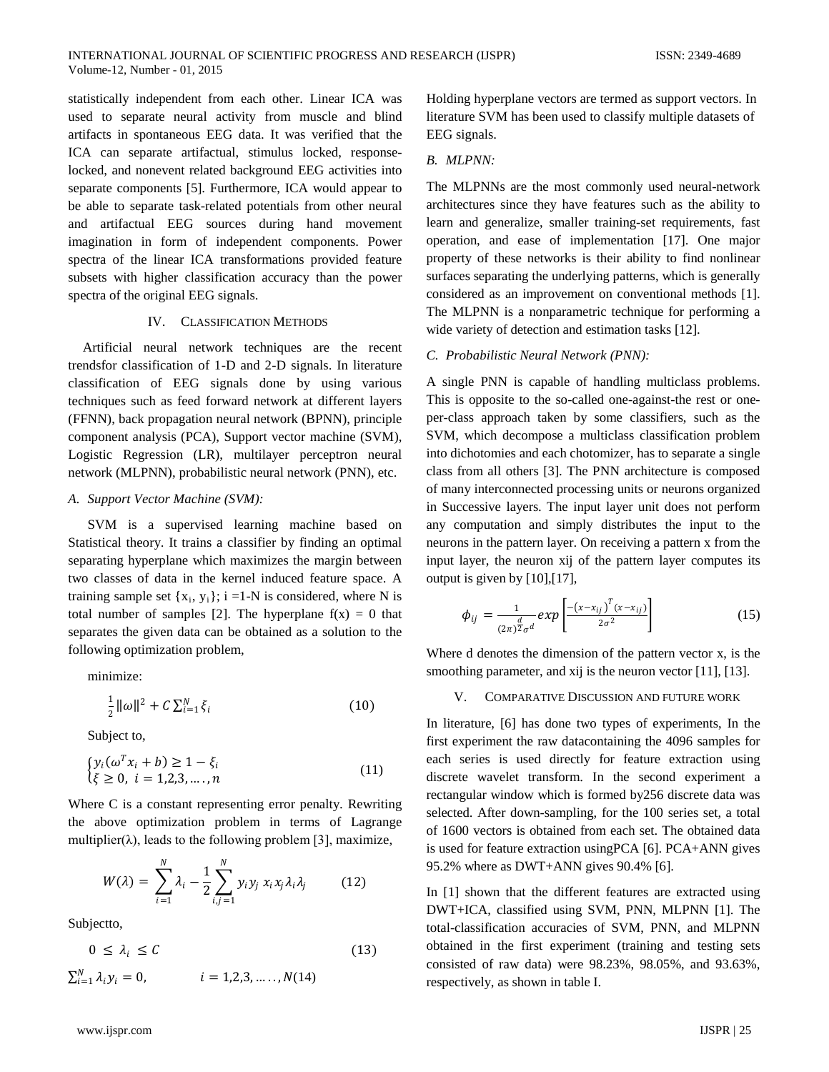statistically independent from each other. Linear ICA was used to separate neural activity from muscle and blind artifacts in spontaneous EEG data. It was verified that the ICA can separate artifactual, stimulus locked, response-locked, and nonevent related background EEG activities into separate components [5]. Furthermore, ICA would appear to be able to separate task-related potentials from other neural and artifactual EEG sources during hand movement imagination in form of independent components. Power spectra of the linear ICA transformations provided feature subsets with higher classification accuracy than the power spectra of the original EEG signals.

## IV. Classification Methods

Artificial neural network techniques are the recent trendsfor classification of 1-D and 2-D signals. In literature classification of EEG signals done by using various techniques such as feed forward network at different layers (FFNN), back propagation neural network (BPNN), principle component analysis (PCA), Support vector machine (SVM), Logistic Regression (LR), multilayer perceptron neural network (MLPNN), probabilistic neural network (PNN), etc.

### *A. Support Vector Machine (SVM):*

SVM is a supervised learning machine based on Statistical theory. It trains a classifier by finding an optimal separating hyperplane which maximizes the margin between two classes of data in the kernel induced feature space. A training sample set $\{x_i, y_i\}$; i =1-N is considered, where N is total number of samples [2]. The hyperplane $f(x) = 0$ that separates the given data can be obtained as a solution to the following optimization problem,

minimize:

$$\frac{1}{2}\|\omega\|^2 + C\sum_{i=1}^{N}\xi_i \tag{10}$$

Subject to,

$$\begin{cases} y_i(\omega^T x_i + b) \geq 1 - \xi_i \\ \xi \geq 0,\ i = 1,2,3,\ldots.,n \end{cases} \tag{11}$$

Where C is a constant representing error penalty. Rewriting the above optimization problem in terms of Lagrange multiplier(λ), leads to the following problem [3], maximize,

$$W(\lambda) = \sum_{i=1}^{N}\lambda_i - \frac{1}{2}\sum_{i,j=1}^{N} y_i y_j\, x_i x_j \lambda_i \lambda_j \tag{12}$$

Subjectto,

$$0 \leq \lambda_i \leq C \tag{13}$$

$$\sum_{i=1}^{N}\lambda_i y_i = 0, \qquad i = 1,2,3,\ldots\ldots,N \tag{14}$$

Holding hyperplane vectors are termed as support vectors. In literature SVM has been used to classify multiple datasets of EEG signals.

### *B. MLPNN:*

The MLPNNs are the most commonly used neural-network architectures since they have features such as the ability to learn and generalize, smaller training-set requirements, fast operation, and ease of implementation [17]. One major property of these networks is their ability to find nonlinear surfaces separating the underlying patterns, which is generally considered as an improvement on conventional methods [1]. The MLPNN is a nonparametric technique for performing a wide variety of detection and estimation tasks [12].

### *C. Probabilistic Neural Network (PNN):*

A single PNN is capable of handling multiclass problems. This is opposite to the so-called one-against-the rest or one-per-class approach taken by some classifiers, such as the SVM, which decompose a multiclass classification problem into dichotomies and each chotomizer, has to separate a single class from all others [3]. The PNN architecture is composed of many interconnected processing units or neurons organized in Successive layers. The input layer unit does not perform any computation and simply distributes the input to the neurons in the pattern layer. On receiving a pattern x from the input layer, the neuron xij of the pattern layer computes its output is given by [10],[17],

$$\phi_{ij} = \frac{1}{(2\pi)^{\frac{d}{2}}\sigma^d} exp\left[\frac{-(x-x_{ij})^T(x-x_{ij})}{2\sigma^2}\right] \tag{15}$$

Where d denotes the dimension of the pattern vector x, is the smoothing parameter, and xij is the neuron vector [11], [13].

## V. Comparative Discussion and Future Work

In literature, [6] has done two types of experiments, In the first experiment the raw datacontaining the 4096 samples for each series is used directly for feature extraction using discrete wavelet transform. In the second experiment a rectangular window which is formed by256 discrete data was selected. After down-sampling, for the 100 series set, a total of 1600 vectors is obtained from each set. The obtained data is used for feature extraction usingPCA [6]. PCA+ANN gives 95.2% where as DWT+ANN gives 90.4% [6].

In [1] shown that the different features are extracted using DWT+ICA, classified using SVM, PNN, MLPNN [1]. The total-classification accuracies of SVM, PNN, and MLPNN obtained in the first experiment (training and testing sets consisted of raw data) were 98.23%, 98.05%, and 93.63%, respectively, as shown in table I.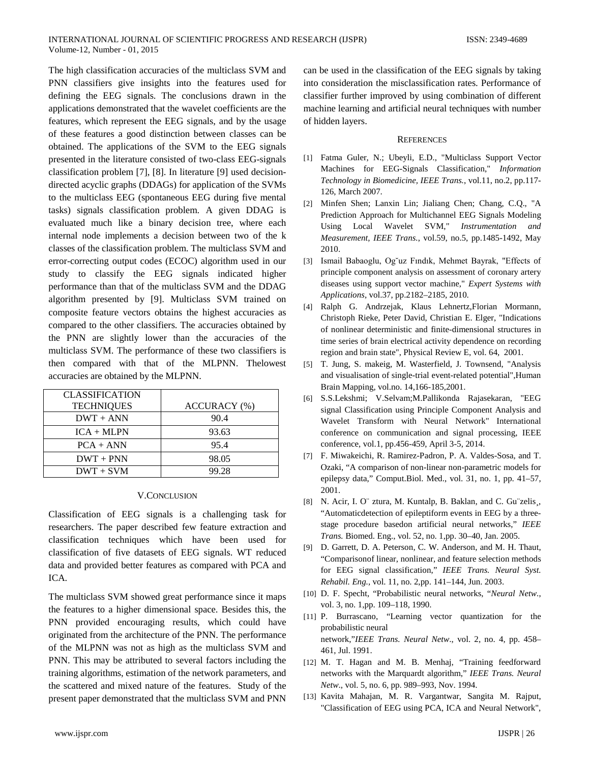The high classification accuracies of the multiclass SVM and PNN classifiers give insights into the features used for defining the EEG signals. The conclusions drawn in the applications demonstrated that the wavelet coefficients are the features, which represent the EEG signals, and by the usage of these features a good distinction between classes can be obtained. The applications of the SVM to the EEG signals presented in the literature consisted of two-class EEG-signals classification problem [7], [8]. In literature [9] used decision-directed acyclic graphs (DDAGs) for application of the SVMs to the multiclass EEG (spontaneous EEG during five mental tasks) signals classification problem. A given DDAG is evaluated much like a binary decision tree, where each internal node implements a decision between two of the k classes of the classification problem. The multiclass SVM and error-correcting output codes (ECOC) algorithm used in our study to classify the EEG signals indicated higher performance than that of the multiclass SVM and the DDAG algorithm presented by [9]. Multiclass SVM trained on composite feature vectors obtains the highest accuracies as compared to the other classifiers. The accuracies obtained by the PNN are slightly lower than the accuracies of the multiclass SVM. The performance of these two classifiers is then compared with that of the MLPNN. Thelowest accuracies are obtained by the MLPNN.

| CLASSIFICATION TECHNIQUES | ACCURACY (%) |
|---|---|
| DWT + ANN | 90.4 |
| ICA + MLPN | 93.63 |
| PCA + ANN | 95.4 |
| DWT + PNN | 98.05 |
| DWT + SVM | 99.28 |

## V. CONCLUSION

Classification of EEG signals is a challenging task for researchers. The paper described few feature extraction and classification techniques which have been used for classification of five datasets of EEG signals. WT reduced data and provided better features as compared with PCA and ICA.

The multiclass SVM showed great performance since it maps the features to a higher dimensional space. Besides this, the PNN provided encouraging results, which could have originated from the architecture of the PNN. The performance of the MLPNN was not as high as the multiclass SVM and PNN. This may be attributed to several factors including the training algorithms, estimation of the network parameters, and the scattered and mixed nature of the features. Study of the present paper demonstrated that the multiclass SVM and PNN can be used in the classification of the EEG signals by taking into consideration the misclassification rates. Performance of classifier further improved by using combination of different machine learning and artificial neural techniques with number of hidden layers.

## REFERENCES

[1] Fatma Guler, N.; Ubeyli, E.D., "Multiclass Support Vector Machines for EEG-Signals Classification," *Information Technology in Biomedicine, IEEE Trans.*, vol.11, no.2, pp.117-126, March 2007.

[2] Minfen Shen; Lanxin Lin; Jialiang Chen; Chang, C.Q., "A Prediction Approach for Multichannel EEG Signals Modeling Using Local Wavelet SVM," *Instrumentation and Measurement, IEEE Trans.*, vol.59, no.5, pp.1485-1492, May 2010.

[3] Ismail Babaoglu, Og˘uz Fındık, Mehmet Bayrak, "Effects of principle component analysis on assessment of coronary artery diseases using support vector machine," *Expert Systems with Applications*, vol.37, pp.2182–2185, 2010.

[4] Ralph G. Andrzejak, Klaus Lehnertz,Florian Mormann, Christoph Rieke, Peter David, Christian E. Elger, "Indications of nonlinear deterministic and finite-dimensional structures in time series of brain electrical activity dependence on recording region and brain state", Physical Review E, vol. 64, 2001.

[5] T. Jung, S. makeig, M. Wasterfield, J. Townsend, "Analysis and visualisation of single-trial event-related potential",Human Brain Mapping, vol.no. 14,166-185,2001.

[6] S.S.Lekshmi; V.Selvam;M.Pallikonda Rajasekaran, "EEG signal Classification using Principle Component Analysis and Wavelet Transform with Neural Network" International conference on communication and signal processing, IEEE conference, vol.1, pp.456-459, April 3-5, 2014.

[7] F. Miwakeichi, R. Ramirez-Padron, P. A. Valdes-Sosa, and T. Ozaki, "A comparison of non-linear non-parametric models for epilepsy data," Comput.Biol. Med., vol. 31, no. 1, pp. 41–57, 2001.

[8] N. Acir, I. O¨ ztura, M. Kuntalp, B. Baklan, and C. Gu¨zelis¸, "Automaticdetection of epileptiform events in EEG by a three-stage procedure basedon artificial neural networks," *IEEE Trans.* Biomed. Eng., vol. 52, no. 1,pp. 30–40, Jan. 2005.

[9] D. Garrett, D. A. Peterson, C. W. Anderson, and M. H. Thaut, "Comparisonof linear, nonlinear, and feature selection methods for EEG signal classification," *IEEE Trans. Neural Syst. Rehabil. Eng.*, vol. 11, no. 2,pp. 141–144, Jun. 2003.

[10] D. F. Specht, "Probabilistic neural networks, "*Neural Netw*., vol. 3, no. 1,pp. 109–118, 1990.

[11] P. Burrascano, "Learning vector quantization for the probabilistic neural network,"*IEEE Trans. Neural Netw*., vol. 2, no. 4, pp. 458–461, Jul. 1991.

[12] M. T. Hagan and M. B. Menhaj, "Training feedforward networks with the Marquardt algorithm," *IEEE Trans. Neural Netw*., vol. 5, no. 6, pp. 989–993, Nov. 1994.

[13] Kavita Mahajan, M. R. Vargantwar, Sangita M. Rajput, "Classification of EEG using PCA, ICA and Neural Network",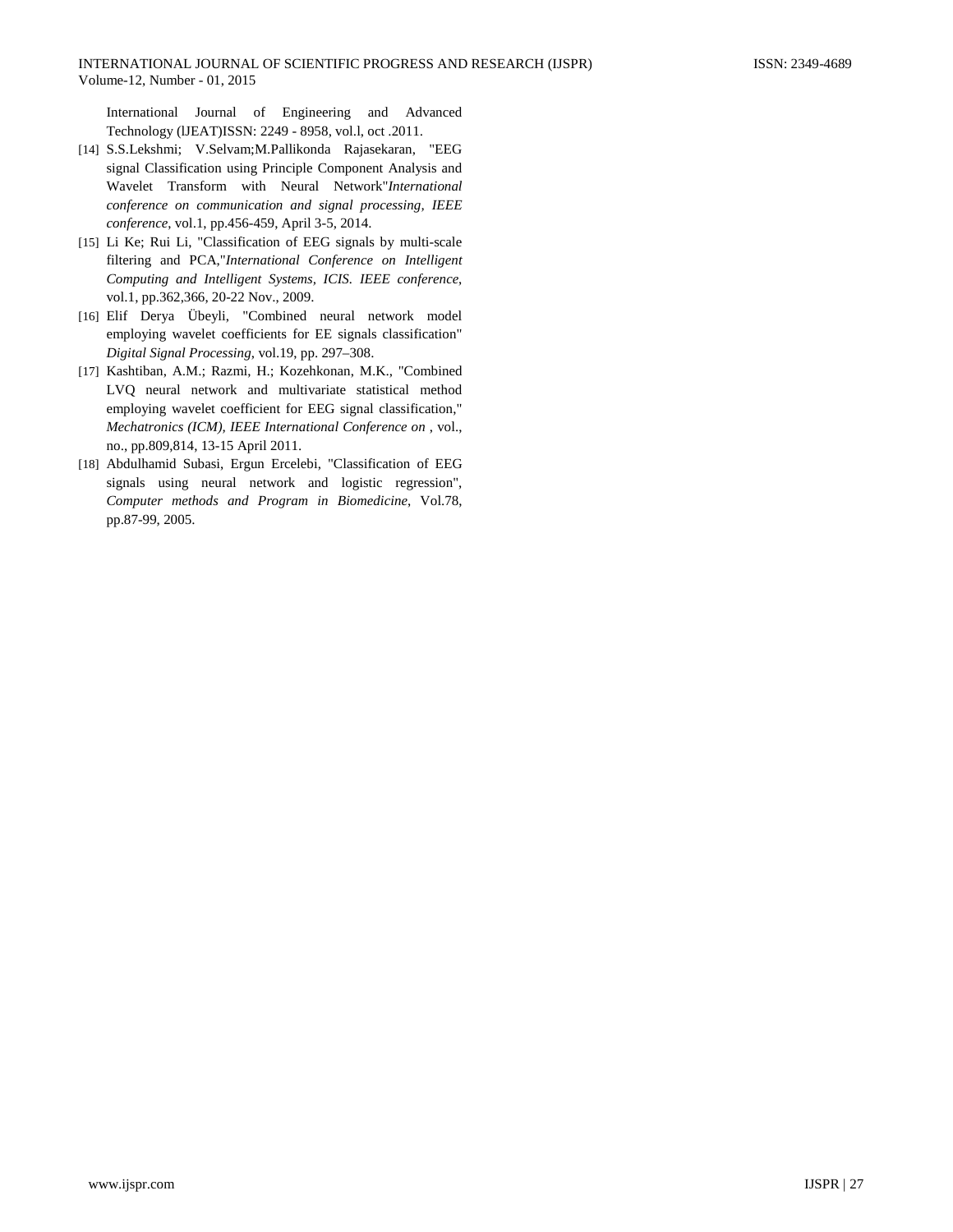International Journal of Engineering and Advanced Technology (lJEAT)ISSN: 2249 - 8958, vol.l, oct .2011.

[14] S.S.Lekshmi; V.Selvam;M.Pallikonda Rajasekaran, "EEG signal Classification using Principle Component Analysis and Wavelet Transform with Neural Network"*International conference on communication and signal processing, IEEE conference*, vol.1, pp.456-459, April 3-5, 2014.

[15] Li Ke; Rui Li, "Classification of EEG signals by multi-scale filtering and PCA,"*International Conference on Intelligent Computing and Intelligent Systems, ICIS. IEEE conference*, vol.1, pp.362,366, 20-22 Nov., 2009.

[16] Elif Derya Übeyli, "Combined neural network model employing wavelet coefficients for EE signals classification" *Digital Signal Processing*, vol.19, pp. 297–308.

[17] Kashtiban, A.M.; Razmi, H.; Kozehkonan, M.K., "Combined LVQ neural network and multivariate statistical method employing wavelet coefficient for EEG signal classification," *Mechatronics (ICM), IEEE International Conference on* , vol., no., pp.809,814, 13-15 April 2011.

[18] Abdulhamid Subasi, Ergun Ercelebi, "Classification of EEG signals using neural network and logistic regression", *Computer methods and Program in Biomedicine*, Vol.78, pp.87-99, 2005.